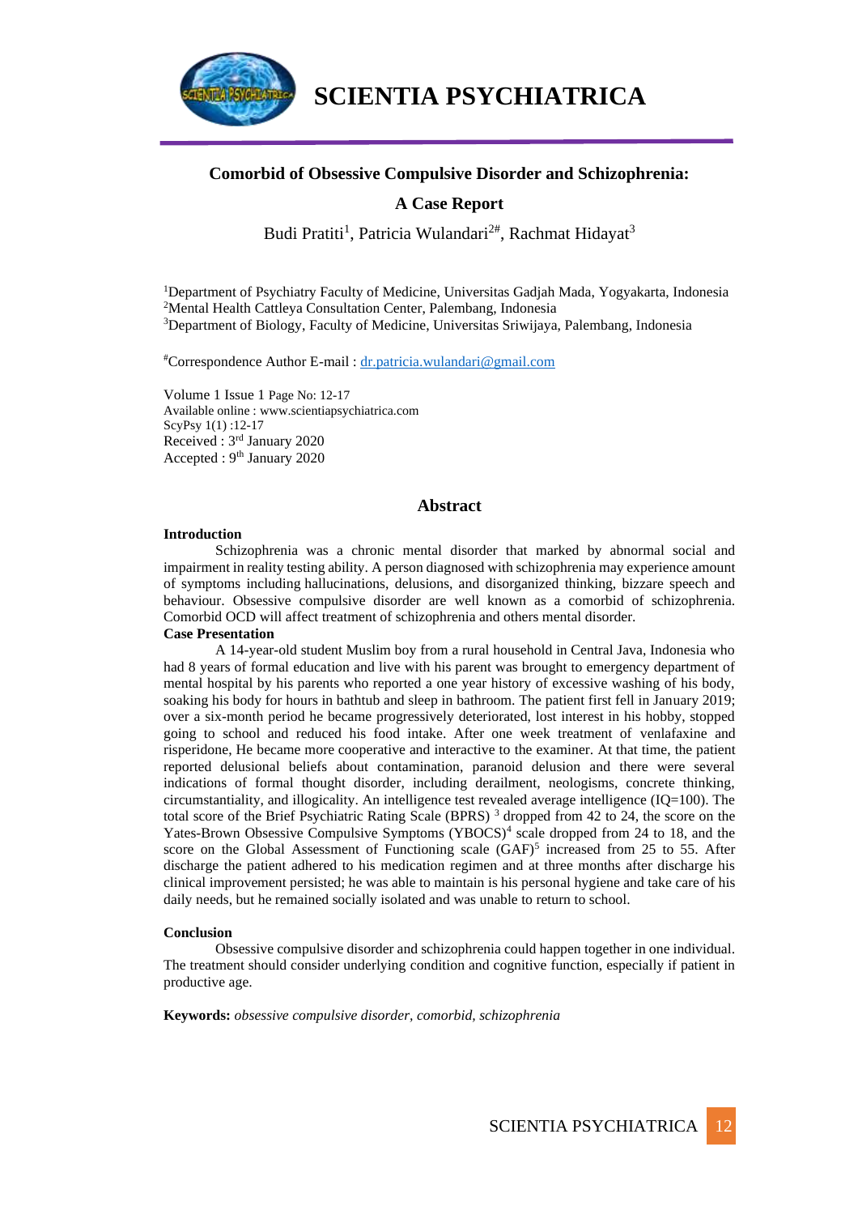# Comorbid of Obsessive Compulsive Disorder and Schizophrenia: A Case Report

Budi Pratiti[1], Patricia Wulandari[2#], Rachmat Hidayat[3]

[1]Department of Psychiatry Faculty of Medicine, Universitas Gadjah Mada, Yogyakarta, Indonesia
[2]Mental Health Cattleya Consultation Center, Palembang, Indonesia
[3]Department of Biology, Faculty of Medicine, Universitas Sriwijaya, Palembang, Indonesia

[#]Correspondence Author E-mail : dr.patricia.wulandari@gmail.com

Volume 1 Issue 1 Page No: 12-17
Available online : www.scientiapsychiatrica.com
ScyPsy 1(1) :12-17
Received : 3rd January 2020
Accepted : 9th January 2020

## Abstract

**Introduction**

Schizophrenia was a chronic mental disorder that marked by abnormal social and impairment in reality testing ability. A person diagnosed with schizophrenia may experience amount of symptoms including hallucinations, delusions, and disorganized thinking, bizzare speech and behaviour. Obsessive compulsive disorder are well known as a comorbid of schizophrenia. Comorbid OCD will affect treatment of schizophrenia and others mental disorder.

**Case Presentation**

A 14-year-old student Muslim boy from a rural household in Central Java, Indonesia who had 8 years of formal education and live with his parent was brought to emergency department of mental hospital by his parents who reported a one year history of excessive washing of his body, soaking his body for hours in bathtub and sleep in bathroom. The patient first fell in January 2019; over a six-month period he became progressively deteriorated, lost interest in his hobby, stopped going to school and reduced his food intake. After one week treatment of venlafaxine and risperidone, He became more cooperative and interactive to the examiner. At that time, the patient reported delusional beliefs about contamination, paranoid delusion and there were several indications of formal thought disorder, including derailment, neologisms, concrete thinking, circumstantiality, and illogicality. An intelligence test revealed average intelligence (IQ=100). The total score of the Brief Psychiatric Rating Scale (BPRS) [3] dropped from 42 to 24, the score on the Yates-Brown Obsessive Compulsive Symptoms (YBOCS)[4] scale dropped from 24 to 18, and the score on the Global Assessment of Functioning scale (GAF)[5] increased from 25 to 55. After discharge the patient adhered to his medication regimen and at three months after discharge his clinical improvement persisted; he was able to maintain is his personal hygiene and take care of his daily needs, but he remained socially isolated and was unable to return to school.

**Conclusion**

Obsessive compulsive disorder and schizophrenia could happen together in one individual. The treatment should consider underlying condition and cognitive function, especially if patient in productive age.

**Keywords:** *obsessive compulsive disorder, comorbid, schizophrenia*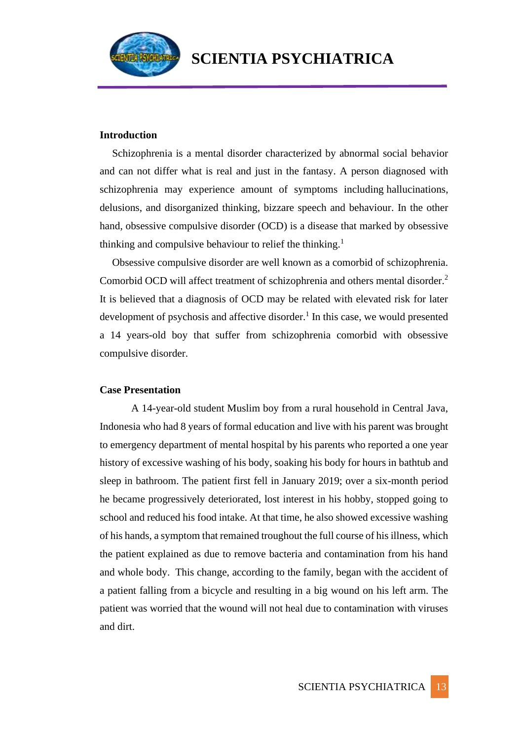## Introduction

Schizophrenia is a mental disorder characterized by abnormal social behavior and can not differ what is real and just in the fantasy. A person diagnosed with schizophrenia may experience amount of symptoms including hallucinations, delusions, and disorganized thinking, bizzare speech and behaviour. In the other hand, obsessive compulsive disorder (OCD) is a disease that marked by obsessive thinking and compulsive behaviour to relief the thinking.[1]

Obsessive compulsive disorder are well known as a comorbid of schizophrenia. Comorbid OCD will affect treatment of schizophrenia and others mental disorder.[2] It is believed that a diagnosis of OCD may be related with elevated risk for later development of psychosis and affective disorder.[1] In this case, we would presented a 14 years-old boy that suffer from schizophrenia comorbid with obsessive compulsive disorder.

## Case Presentation

A 14-year-old student Muslim boy from a rural household in Central Java, Indonesia who had 8 years of formal education and live with his parent was brought to emergency department of mental hospital by his parents who reported a one year history of excessive washing of his body, soaking his body for hours in bathtub and sleep in bathroom. The patient first fell in January 2019; over a six-month period he became progressively deteriorated, lost interest in his hobby, stopped going to school and reduced his food intake. At that time, he also showed excessive washing of his hands, a symptom that remained troughout the full course of his illness, which the patient explained as due to remove bacteria and contamination from his hand and whole body. This change, according to the family, began with the accident of a patient falling from a bicycle and resulting in a big wound on his left arm. The patient was worried that the wound will not heal due to contamination with viruses and dirt.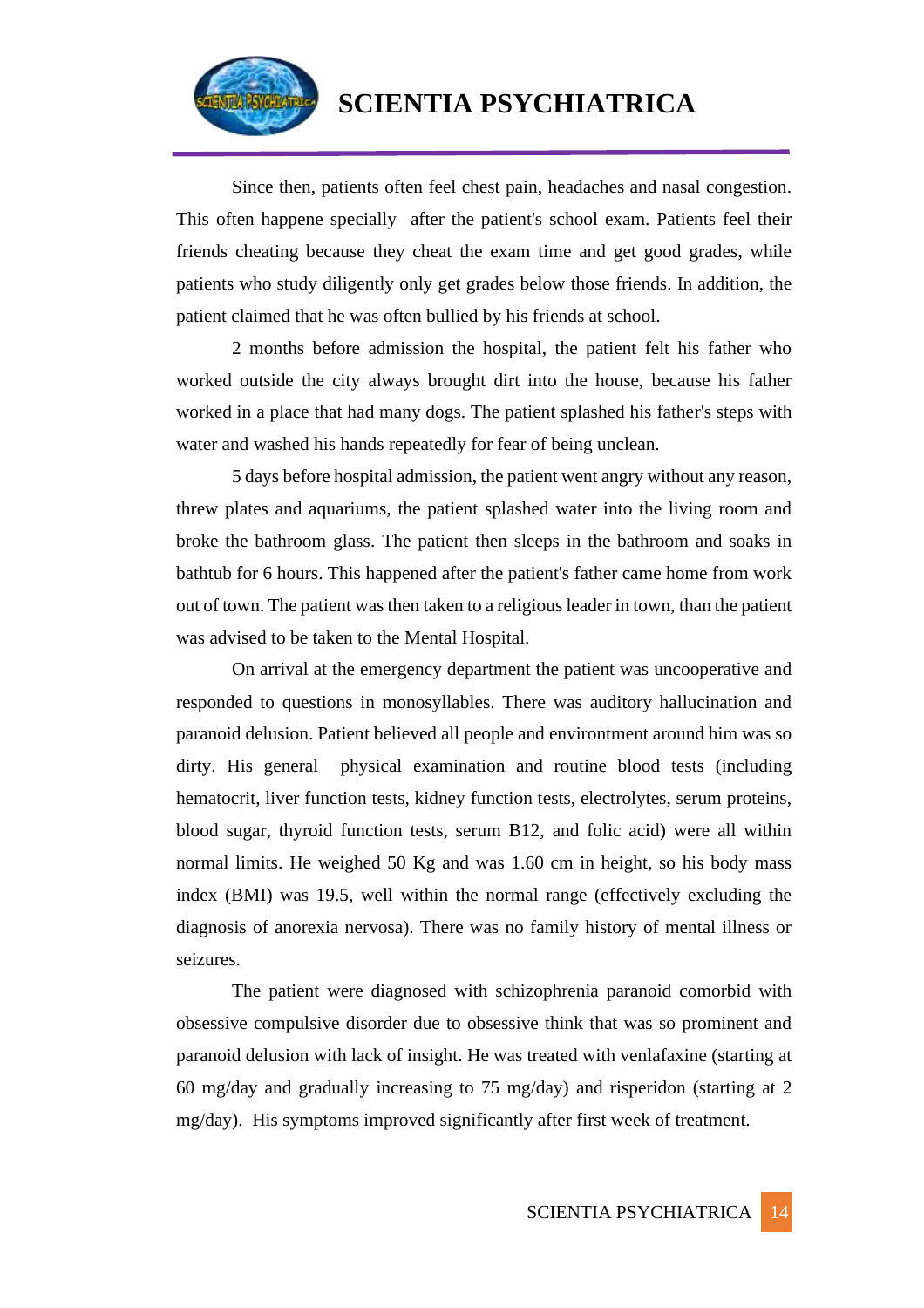Since then, patients often feel chest pain, headaches and nasal congestion. This often happene specially after the patient's school exam. Patients feel their friends cheating because they cheat the exam time and get good grades, while patients who study diligently only get grades below those friends. In addition, the patient claimed that he was often bullied by his friends at school.

2 months before admission the hospital, the patient felt his father who worked outside the city always brought dirt into the house, because his father worked in a place that had many dogs. The patient splashed his father's steps with water and washed his hands repeatedly for fear of being unclean.

5 days before hospital admission, the patient went angry without any reason, threw plates and aquariums, the patient splashed water into the living room and broke the bathroom glass. The patient then sleeps in the bathroom and soaks in bathtub for 6 hours. This happened after the patient's father came home from work out of town. The patient was then taken to a religious leader in town, than the patient was advised to be taken to the Mental Hospital.

On arrival at the emergency department the patient was uncooperative and responded to questions in monosyllables. There was auditory hallucination and paranoid delusion. Patient believed all people and environtment around him was so dirty. His general physical examination and routine blood tests (including hematocrit, liver function tests, kidney function tests, electrolytes, serum proteins, blood sugar, thyroid function tests, serum B12, and folic acid) were all within normal limits. He weighed 50 Kg and was 1.60 cm in height, so his body mass index (BMI) was 19.5, well within the normal range (effectively excluding the diagnosis of anorexia nervosa). There was no family history of mental illness or seizures.

The patient were diagnosed with schizophrenia paranoid comorbid with obsessive compulsive disorder due to obsessive think that was so prominent and paranoid delusion with lack of insight. He was treated with venlafaxine (starting at 60 mg/day and gradually increasing to 75 mg/day) and risperidon (starting at 2 mg/day). His symptoms improved significantly after first week of treatment.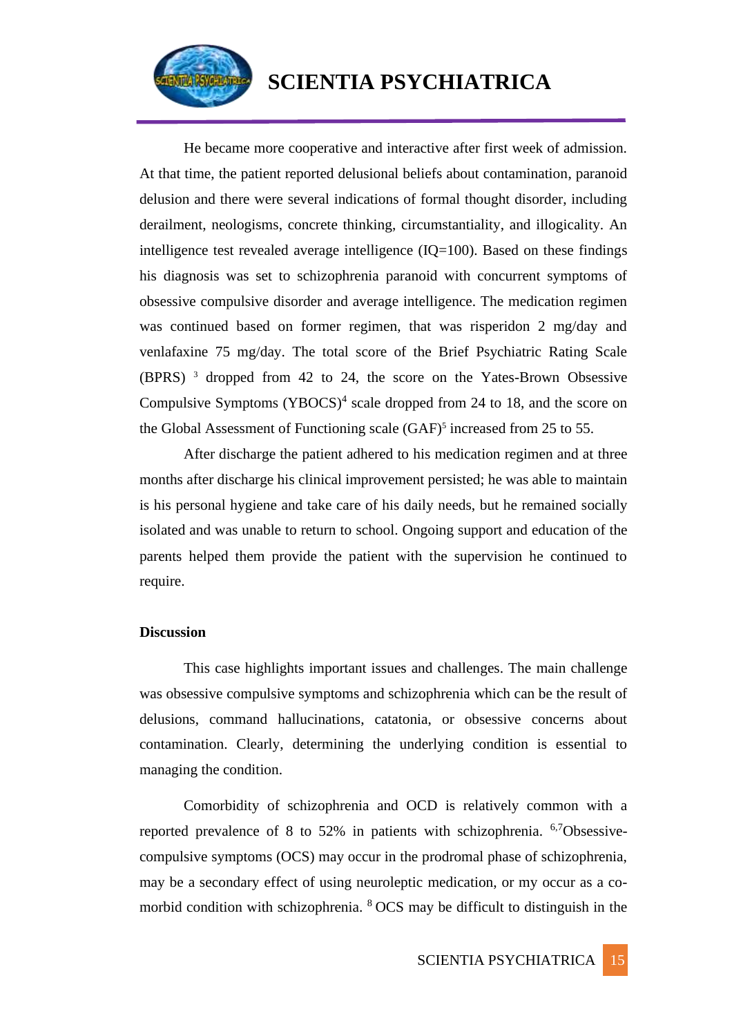He became more cooperative and interactive after first week of admission. At that time, the patient reported delusional beliefs about contamination, paranoid delusion and there were several indications of formal thought disorder, including derailment, neologisms, concrete thinking, circumstantiality, and illogicality. An intelligence test revealed average intelligence (IQ=100). Based on these findings his diagnosis was set to schizophrenia paranoid with concurrent symptoms of obsessive compulsive disorder and average intelligence. The medication regimen was continued based on former regimen, that was risperidon 2 mg/day and venlafaxine 75 mg/day. The total score of the Brief Psychiatric Rating Scale (BPRS) [3] dropped from 42 to 24, the score on the Yates-Brown Obsessive Compulsive Symptoms (YBOCS)[4] scale dropped from 24 to 18, and the score on the Global Assessment of Functioning scale (GAF)[5] increased from 25 to 55.

After discharge the patient adhered to his medication regimen and at three months after discharge his clinical improvement persisted; he was able to maintain is his personal hygiene and take care of his daily needs, but he remained socially isolated and was unable to return to school. Ongoing support and education of the parents helped them provide the patient with the supervision he continued to require.

**Discussion**

This case highlights important issues and challenges. The main challenge was obsessive compulsive symptoms and schizophrenia which can be the result of delusions, command hallucinations, catatonia, or obsessive concerns about contamination. Clearly, determining the underlying condition is essential to managing the condition.

Comorbidity of schizophrenia and OCD is relatively common with a reported prevalence of 8 to 52% in patients with schizophrenia. [6,7]Obsessive-compulsive symptoms (OCS) may occur in the prodromal phase of schizophrenia, may be a secondary effect of using neuroleptic medication, or my occur as a co-morbid condition with schizophrenia. [8] OCS may be difficult to distinguish in the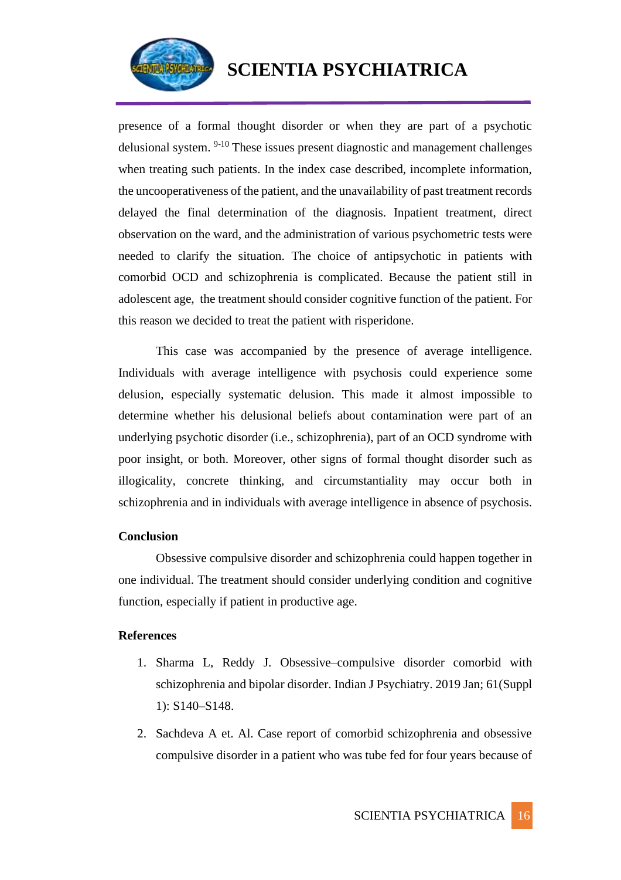presence of a formal thought disorder or when they are part of a psychotic delusional system. [9-10] These issues present diagnostic and management challenges when treating such patients. In the index case described, incomplete information, the uncooperativeness of the patient, and the unavailability of past treatment records delayed the final determination of the diagnosis. Inpatient treatment, direct observation on the ward, and the administration of various psychometric tests were needed to clarify the situation. The choice of antipsychotic in patients with comorbid OCD and schizophrenia is complicated. Because the patient still in adolescent age, the treatment should consider cognitive function of the patient. For this reason we decided to treat the patient with risperidone.

This case was accompanied by the presence of average intelligence. Individuals with average intelligence with psychosis could experience some delusion, especially systematic delusion. This made it almost impossible to determine whether his delusional beliefs about contamination were part of an underlying psychotic disorder (i.e., schizophrenia), part of an OCD syndrome with poor insight, or both. Moreover, other signs of formal thought disorder such as illogicality, concrete thinking, and circumstantiality may occur both in schizophrenia and in individuals with average intelligence in absence of psychosis.

**Conclusion**

Obsessive compulsive disorder and schizophrenia could happen together in one individual. The treatment should consider underlying condition and cognitive function, especially if patient in productive age.

**References**

1. Sharma L, Reddy J. Obsessive–compulsive disorder comorbid with schizophrenia and bipolar disorder. Indian J Psychiatry. 2019 Jan; 61(Suppl 1): S140–S148.
2. Sachdeva A et. Al. Case report of comorbid schizophrenia and obsessive compulsive disorder in a patient who was tube fed for four years because of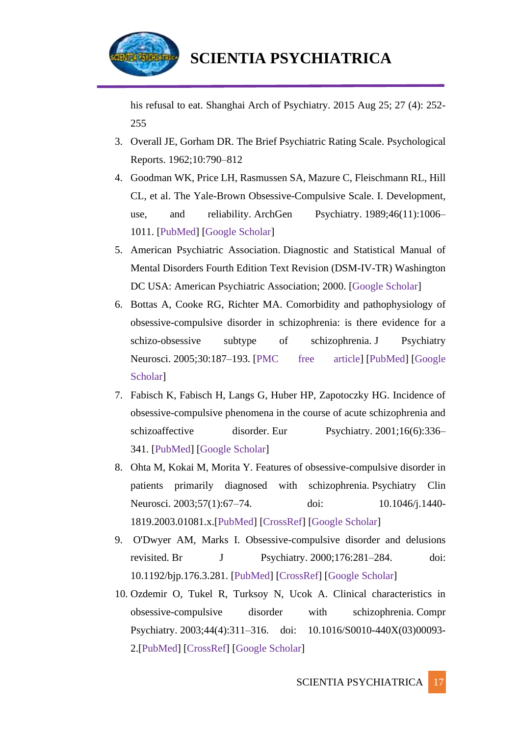his refusal to eat. Shanghai Arch of Psychiatry. 2015 Aug 25; 27 (4): 252-255

3. Overall JE, Gorham DR. The Brief Psychiatric Rating Scale. Psychological Reports. 1962;10:790–812
4. Goodman WK, Price LH, Rasmussen SA, Mazure C, Fleischmann RL, Hill CL, et al. The Yale-Brown Obsessive-Compulsive Scale. I. Development, use, and reliability. ArchGen Psychiatry. 1989;46(11):1006–1011. [PubMed] [Google Scholar]
5. American Psychiatric Association. Diagnostic and Statistical Manual of Mental Disorders Fourth Edition Text Revision (DSM-IV-TR) Washington DC USA: American Psychiatric Association; 2000. [Google Scholar]
6. Bottas A, Cooke RG, Richter MA. Comorbidity and pathophysiology of obsessive-compulsive disorder in schizophrenia: is there evidence for a schizo-obsessive subtype of schizophrenia. J Psychiatry Neurosci. 2005;30:187–193. [PMC free article] [PubMed] [Google Scholar]
7. Fabisch K, Fabisch H, Langs G, Huber HP, Zapotoczky HG. Incidence of obsessive-compulsive phenomena in the course of acute schizophrenia and schizoaffective disorder. Eur Psychiatry. 2001;16(6):336–341. [PubMed] [Google Scholar]
8. Ohta M, Kokai M, Morita Y. Features of obsessive-compulsive disorder in patients primarily diagnosed with schizophrenia. Psychiatry Clin Neurosci. 2003;57(1):67–74. doi: 10.1046/j.1440-1819.2003.01081.x.[PubMed] [CrossRef] [Google Scholar]
9. O'Dwyer AM, Marks I. Obsessive-compulsive disorder and delusions revisited. Br J Psychiatry. 2000;176:281–284. doi: 10.1192/bjp.176.3.281. [PubMed] [CrossRef] [Google Scholar]
10. Ozdemir O, Tukel R, Turksoy N, Ucok A. Clinical characteristics in obsessive-compulsive disorder with schizophrenia. Compr Psychiatry. 2003;44(4):311–316. doi: 10.1016/S0010-440X(03)00093-2.[PubMed] [CrossRef] [Google Scholar]